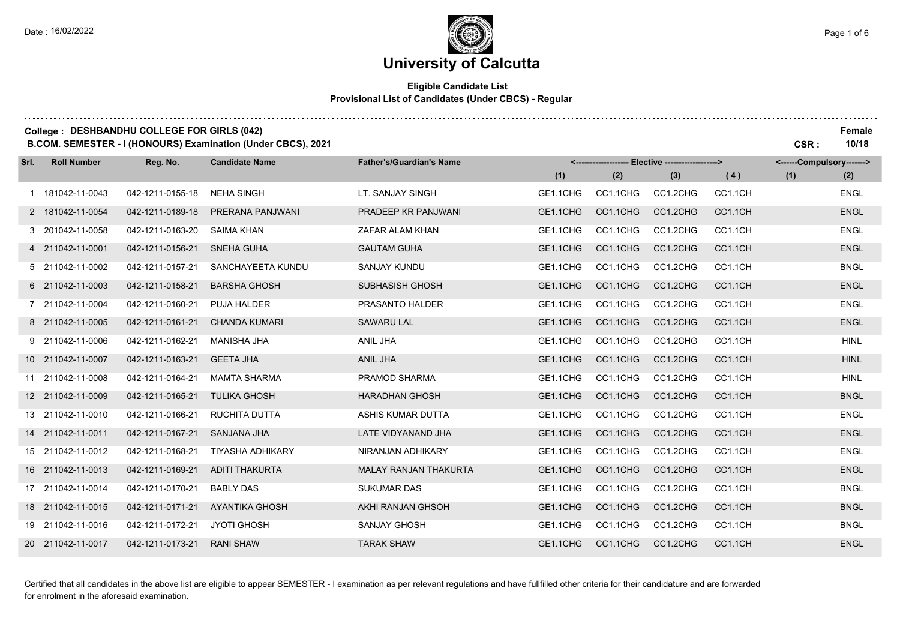# University of Calcutta

**Eligible Candidate List**
**Provisional List of Candidates (Under CBCS) - Regular**

**College : DESHBANDHU COLLEGE FOR GIRLS (042)** — **Female**

**B.COM. SEMESTER - I (HONOURS) Examination (Under CBCS), 2021** — **CSR : 10/18**

| Srl. | Roll Number | Reg. No. | Candidate Name | Father's/Guardian's Name | Elective | | | | Compulsory | |
|---|---|---|---|---|---|---|---|---|---|---|
| | | | | | (1) | (2) | (3) | (4) | (1) | (2) |
| 1 | 181042-11-0043 | 042-1211-0155-18 | NEHA SINGH | LT. SANJAY SINGH | GE1.1CHG | CC1.1CHG | CC1.2CHG | CC1.1CH | | ENGL |
| 2 | 181042-11-0054 | 042-1211-0189-18 | PRERANA PANJWANI | PRADEEP KR PANJWANI | GE1.1CHG | CC1.1CHG | CC1.2CHG | CC1.1CH | | ENGL |
| 3 | 201042-11-0058 | 042-1211-0163-20 | SAIMA KHAN | ZAFAR ALAM KHAN | GE1.1CHG | CC1.1CHG | CC1.2CHG | CC1.1CH | | ENGL |
| 4 | 211042-11-0001 | 042-1211-0156-21 | SNEHA GUHA | GAUTAM GUHA | GE1.1CHG | CC1.1CHG | CC1.2CHG | CC1.1CH | | ENGL |
| 5 | 211042-11-0002 | 042-1211-0157-21 | SANCHAYEETA KUNDU | SANJAY KUNDU | GE1.1CHG | CC1.1CHG | CC1.2CHG | CC1.1CH | | BNGL |
| 6 | 211042-11-0003 | 042-1211-0158-21 | BARSHA GHOSH | SUBHASISH GHOSH | GE1.1CHG | CC1.1CHG | CC1.2CHG | CC1.1CH | | ENGL |
| 7 | 211042-11-0004 | 042-1211-0160-21 | PUJA HALDER | PRASANTO HALDER | GE1.1CHG | CC1.1CHG | CC1.2CHG | CC1.1CH | | ENGL |
| 8 | 211042-11-0005 | 042-1211-0161-21 | CHANDA KUMARI | SAWARU LAL | GE1.1CHG | CC1.1CHG | CC1.2CHG | CC1.1CH | | ENGL |
| 9 | 211042-11-0006 | 042-1211-0162-21 | MANISHA JHA | ANIL JHA | GE1.1CHG | CC1.1CHG | CC1.2CHG | CC1.1CH | | HINL |
| 10 | 211042-11-0007 | 042-1211-0163-21 | GEETA JHA | ANIL JHA | GE1.1CHG | CC1.1CHG | CC1.2CHG | CC1.1CH | | HINL |
| 11 | 211042-11-0008 | 042-1211-0164-21 | MAMTA SHARMA | PRAMOD SHARMA | GE1.1CHG | CC1.1CHG | CC1.2CHG | CC1.1CH | | HINL |
| 12 | 211042-11-0009 | 042-1211-0165-21 | TULIKA GHOSH | HARADHAN GHOSH | GE1.1CHG | CC1.1CHG | CC1.2CHG | CC1.1CH | | BNGL |
| 13 | 211042-11-0010 | 042-1211-0166-21 | RUCHITA DUTTA | ASHIS KUMAR DUTTA | GE1.1CHG | CC1.1CHG | CC1.2CHG | CC1.1CH | | ENGL |
| 14 | 211042-11-0011 | 042-1211-0167-21 | SANJANA JHA | LATE VIDYANAND JHA | GE1.1CHG | CC1.1CHG | CC1.2CHG | CC1.1CH | | ENGL |
| 15 | 211042-11-0012 | 042-1211-0168-21 | TIYASHA ADHIKARY | NIRANJAN ADHIKARY | GE1.1CHG | CC1.1CHG | CC1.2CHG | CC1.1CH | | ENGL |
| 16 | 211042-11-0013 | 042-1211-0169-21 | ADITI THAKURTA | MALAY RANJAN THAKURTA | GE1.1CHG | CC1.1CHG | CC1.2CHG | CC1.1CH | | ENGL |
| 17 | 211042-11-0014 | 042-1211-0170-21 | BABLY DAS | SUKUMAR DAS | GE1.1CHG | CC1.1CHG | CC1.2CHG | CC1.1CH | | BNGL |
| 18 | 211042-11-0015 | 042-1211-0171-21 | AYANTIKA GHOSH | AKHI RANJAN GHSOH | GE1.1CHG | CC1.1CHG | CC1.2CHG | CC1.1CH | | BNGL |
| 19 | 211042-11-0016 | 042-1211-0172-21 | JYOTI GHOSH | SANJAY GHOSH | GE1.1CHG | CC1.1CHG | CC1.2CHG | CC1.1CH | | BNGL |
| 20 | 211042-11-0017 | 042-1211-0173-21 | RANI SHAW | TARAK SHAW | GE1.1CHG | CC1.1CHG | CC1.2CHG | CC1.1CH | | ENGL |

Certified that all candidates in the above list are eligible to appear SEMESTER - I examination as per relevant regulations and have fullfilled other criteria for their candidature and are forwarded for enrolment in the aforesaid examination.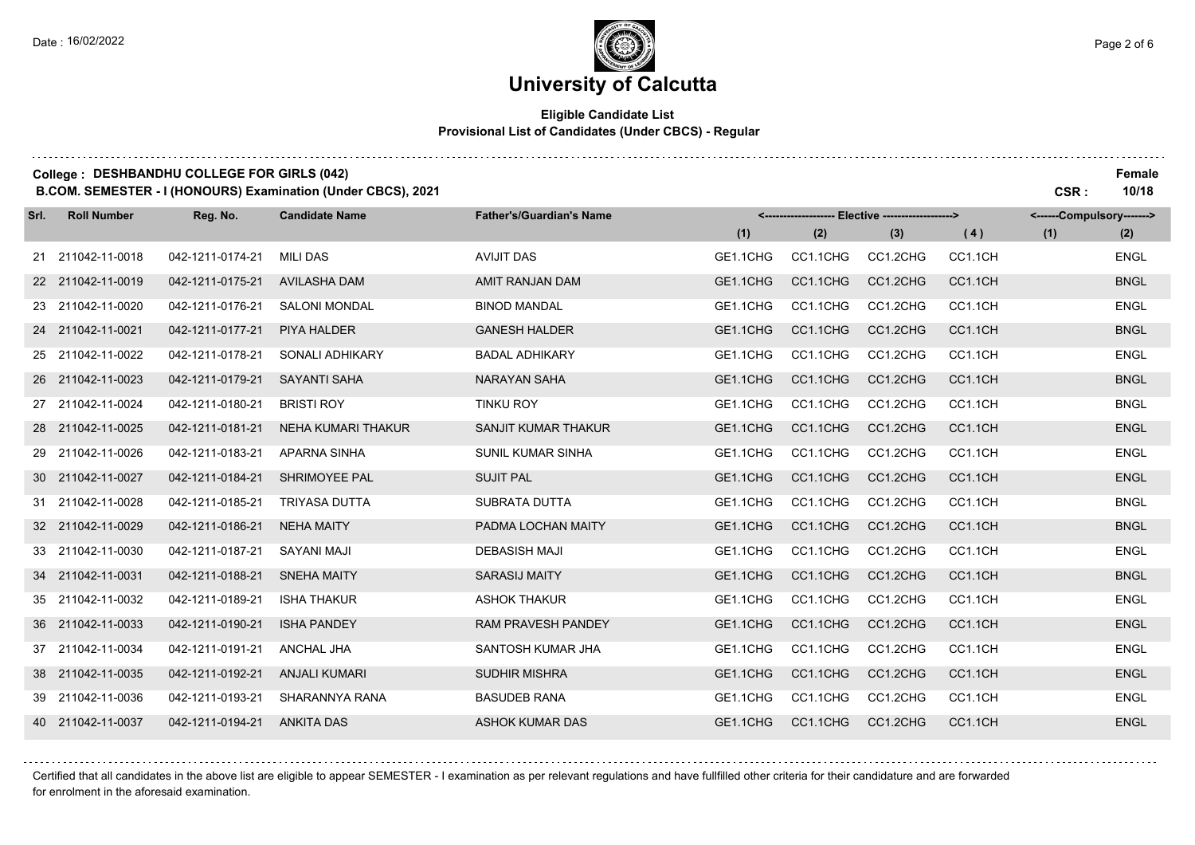# University of Calcutta

**Eligible Candidate List**

**Provisional List of Candidates (Under CBCS) - Regular**

**College : DESHBANDHU COLLEGE FOR GIRLS (042)** — **Female**

**B.COM. SEMESTER - I (HONOURS) Examination (Under CBCS), 2021** — **CSR : 10/18**

| Srl. | Roll Number | Reg. No. | Candidate Name | Father's/Guardian's Name | Elective (1) | Elective (2) | Elective (3) | Elective (4) | Compulsory (1) | Compulsory (2) |
|---|---|---|---|---|---|---|---|---|---|---|
| 21 | 211042-11-0018 | 042-1211-0174-21 | MILI DAS | AVIJIT DAS | GE1.1CHG | CC1.1CHG | CC1.2CHG | CC1.1CH | | ENGL |
| 22 | 211042-11-0019 | 042-1211-0175-21 | AVILASHA DAM | AMIT RANJAN DAM | GE1.1CHG | CC1.1CHG | CC1.2CHG | CC1.1CH | | BNGL |
| 23 | 211042-11-0020 | 042-1211-0176-21 | SALONI MONDAL | BINOD MANDAL | GE1.1CHG | CC1.1CHG | CC1.2CHG | CC1.1CH | | ENGL |
| 24 | 211042-11-0021 | 042-1211-0177-21 | PIYA HALDER | GANESH HALDER | GE1.1CHG | CC1.1CHG | CC1.2CHG | CC1.1CH | | BNGL |
| 25 | 211042-11-0022 | 042-1211-0178-21 | SONALI ADHIKARY | BADAL ADHIKARY | GE1.1CHG | CC1.1CHG | CC1.2CHG | CC1.1CH | | ENGL |
| 26 | 211042-11-0023 | 042-1211-0179-21 | SAYANTI SAHA | NARAYAN SAHA | GE1.1CHG | CC1.1CHG | CC1.2CHG | CC1.1CH | | BNGL |
| 27 | 211042-11-0024 | 042-1211-0180-21 | BRISTI ROY | TINKU ROY | GE1.1CHG | CC1.1CHG | CC1.2CHG | CC1.1CH | | BNGL |
| 28 | 211042-11-0025 | 042-1211-0181-21 | NEHA KUMARI THAKUR | SANJIT KUMAR THAKUR | GE1.1CHG | CC1.1CHG | CC1.2CHG | CC1.1CH | | ENGL |
| 29 | 211042-11-0026 | 042-1211-0183-21 | APARNA SINHA | SUNIL KUMAR SINHA | GE1.1CHG | CC1.1CHG | CC1.2CHG | CC1.1CH | | ENGL |
| 30 | 211042-11-0027 | 042-1211-0184-21 | SHRIMOYEE PAL | SUJIT PAL | GE1.1CHG | CC1.1CHG | CC1.2CHG | CC1.1CH | | ENGL |
| 31 | 211042-11-0028 | 042-1211-0185-21 | TRIYASA DUTTA | SUBRATA DUTTA | GE1.1CHG | CC1.1CHG | CC1.2CHG | CC1.1CH | | BNGL |
| 32 | 211042-11-0029 | 042-1211-0186-21 | NEHA MAITY | PADMA LOCHAN MAITY | GE1.1CHG | CC1.1CHG | CC1.2CHG | CC1.1CH | | BNGL |
| 33 | 211042-11-0030 | 042-1211-0187-21 | SAYANI MAJI | DEBASISH MAJI | GE1.1CHG | CC1.1CHG | CC1.2CHG | CC1.1CH | | ENGL |
| 34 | 211042-11-0031 | 042-1211-0188-21 | SNEHA MAITY | SARASIJ MAITY | GE1.1CHG | CC1.1CHG | CC1.2CHG | CC1.1CH | | BNGL |
| 35 | 211042-11-0032 | 042-1211-0189-21 | ISHA THAKUR | ASHOK THAKUR | GE1.1CHG | CC1.1CHG | CC1.2CHG | CC1.1CH | | ENGL |
| 36 | 211042-11-0033 | 042-1211-0190-21 | ISHA PANDEY | RAM PRAVESH PANDEY | GE1.1CHG | CC1.1CHG | CC1.2CHG | CC1.1CH | | ENGL |
| 37 | 211042-11-0034 | 042-1211-0191-21 | ANCHAL JHA | SANTOSH KUMAR JHA | GE1.1CHG | CC1.1CHG | CC1.2CHG | CC1.1CH | | ENGL |
| 38 | 211042-11-0035 | 042-1211-0192-21 | ANJALI KUMARI | SUDHIR MISHRA | GE1.1CHG | CC1.1CHG | CC1.2CHG | CC1.1CH | | ENGL |
| 39 | 211042-11-0036 | 042-1211-0193-21 | SHARANNYA RANA | BASUDEB RANA | GE1.1CHG | CC1.1CHG | CC1.2CHG | CC1.1CH | | ENGL |
| 40 | 211042-11-0037 | 042-1211-0194-21 | ANKITA DAS | ASHOK KUMAR DAS | GE1.1CHG | CC1.1CHG | CC1.2CHG | CC1.1CH | | ENGL |

Certified that all candidates in the above list are eligible to appear SEMESTER - I examination as per relevant regulations and have fullfilled other criteria for their candidature and are forwarded for enrolment in the aforesaid examination.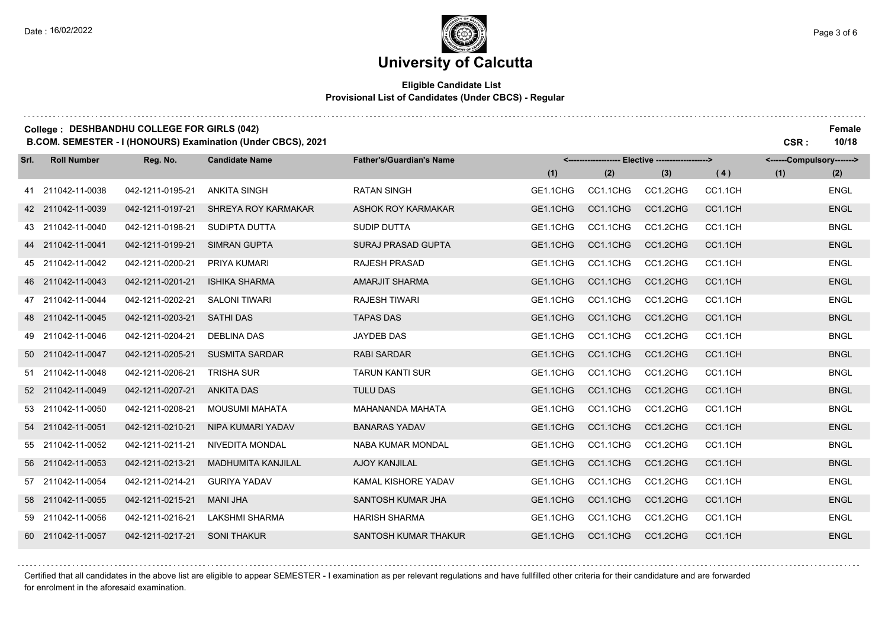# University of Calcutta

**Eligible Candidate List**
**Provisional List of Candidates (Under CBCS) - Regular**

**College : DESHBANDHU COLLEGE FOR GIRLS (042)** **Female**

**B.COM. SEMESTER - I (HONOURS) Examination (Under CBCS), 2021** **CSR : 10/18**

| Srl. | Roll Number | Reg. No. | Candidate Name | Father's/Guardian's Name | Elective (1) | Elective (2) | Elective (3) | Elective (4) | Compulsory (1) | Compulsory (2) |
|---|---|---|---|---|---|---|---|---|---|---|
| 41 | 211042-11-0038 | 042-1211-0195-21 | ANKITA SINGH | RATAN SINGH | GE1.1CHG | CC1.1CHG | CC1.2CHG | CC1.1CH | | ENGL |
| 42 | 211042-11-0039 | 042-1211-0197-21 | SHREYA ROY KARMAKAR | ASHOK ROY KARMAKAR | GE1.1CHG | CC1.1CHG | CC1.2CHG | CC1.1CH | | ENGL |
| 43 | 211042-11-0040 | 042-1211-0198-21 | SUDIPTA DUTTA | SUDIP DUTTA | GE1.1CHG | CC1.1CHG | CC1.2CHG | CC1.1CH | | BNGL |
| 44 | 211042-11-0041 | 042-1211-0199-21 | SIMRAN GUPTA | SURAJ PRASAD GUPTA | GE1.1CHG | CC1.1CHG | CC1.2CHG | CC1.1CH | | ENGL |
| 45 | 211042-11-0042 | 042-1211-0200-21 | PRIYA KUMARI | RAJESH PRASAD | GE1.1CHG | CC1.1CHG | CC1.2CHG | CC1.1CH | | ENGL |
| 46 | 211042-11-0043 | 042-1211-0201-21 | ISHIKA SHARMA | AMARJIT SHARMA | GE1.1CHG | CC1.1CHG | CC1.2CHG | CC1.1CH | | ENGL |
| 47 | 211042-11-0044 | 042-1211-0202-21 | SALONI TIWARI | RAJESH TIWARI | GE1.1CHG | CC1.1CHG | CC1.2CHG | CC1.1CH | | ENGL |
| 48 | 211042-11-0045 | 042-1211-0203-21 | SATHI DAS | TAPAS DAS | GE1.1CHG | CC1.1CHG | CC1.2CHG | CC1.1CH | | BNGL |
| 49 | 211042-11-0046 | 042-1211-0204-21 | DEBLINA DAS | JAYDEB DAS | GE1.1CHG | CC1.1CHG | CC1.2CHG | CC1.1CH | | BNGL |
| 50 | 211042-11-0047 | 042-1211-0205-21 | SUSMITA SARDAR | RABI SARDAR | GE1.1CHG | CC1.1CHG | CC1.2CHG | CC1.1CH | | BNGL |
| 51 | 211042-11-0048 | 042-1211-0206-21 | TRISHA SUR | TARUN KANTI SUR | GE1.1CHG | CC1.1CHG | CC1.2CHG | CC1.1CH | | BNGL |
| 52 | 211042-11-0049 | 042-1211-0207-21 | ANKITA DAS | TULU DAS | GE1.1CHG | CC1.1CHG | CC1.2CHG | CC1.1CH | | BNGL |
| 53 | 211042-11-0050 | 042-1211-0208-21 | MOUSUMI MAHATA | MAHANANDA MAHATA | GE1.1CHG | CC1.1CHG | CC1.2CHG | CC1.1CH | | BNGL |
| 54 | 211042-11-0051 | 042-1211-0210-21 | NIPA KUMARI YADAV | BANARAS YADAV | GE1.1CHG | CC1.1CHG | CC1.2CHG | CC1.1CH | | ENGL |
| 55 | 211042-11-0052 | 042-1211-0211-21 | NIVEDITA MONDAL | NABA KUMAR MONDAL | GE1.1CHG | CC1.1CHG | CC1.2CHG | CC1.1CH | | BNGL |
| 56 | 211042-11-0053 | 042-1211-0213-21 | MADHUMITA KANJILAL | AJOY KANJILAL | GE1.1CHG | CC1.1CHG | CC1.2CHG | CC1.1CH | | BNGL |
| 57 | 211042-11-0054 | 042-1211-0214-21 | GURIYA YADAV | KAMAL KISHORE YADAV | GE1.1CHG | CC1.1CHG | CC1.2CHG | CC1.1CH | | ENGL |
| 58 | 211042-11-0055 | 042-1211-0215-21 | MANI JHA | SANTOSH KUMAR JHA | GE1.1CHG | CC1.1CHG | CC1.2CHG | CC1.1CH | | ENGL |
| 59 | 211042-11-0056 | 042-1211-0216-21 | LAKSHMI SHARMA | HARISH SHARMA | GE1.1CHG | CC1.1CHG | CC1.2CHG | CC1.1CH | | ENGL |
| 60 | 211042-11-0057 | 042-1211-0217-21 | SONI THAKUR | SANTOSH KUMAR THAKUR | GE1.1CHG | CC1.1CHG | CC1.2CHG | CC1.1CH | | ENGL |

Certified that all candidates in the above list are eligible to appear SEMESTER - I examination as per relevant regulations and have fullfilled other criteria for their candidature and are forwarded for enrolment in the aforesaid examination.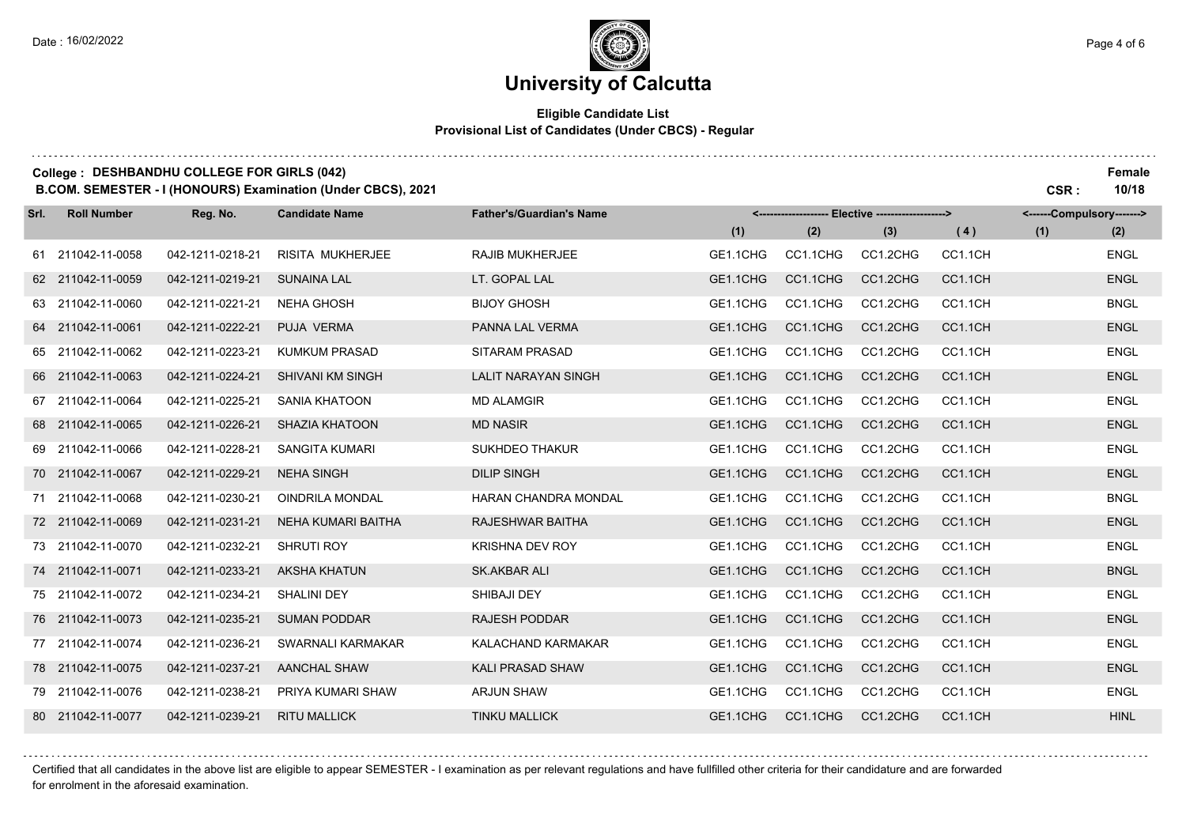# University of Calcutta

**Eligible Candidate List**
**Provisional List of Candidates (Under CBCS) - Regular**

**College : DESHBANDHU COLLEGE FOR GIRLS (042)**
**B.COM. SEMESTER - I (HONOURS) Examination (Under CBCS), 2021**

**Female**
**CSR : 10/18**

| Srl. | Roll Number | Reg. No. | Candidate Name | Father's/Guardian's Name | Elective (1) | Elective (2) | Elective (3) | Elective (4) | Compulsory (1) | Compulsory (2) |
|---|---|---|---|---|---|---|---|---|---|---|
| 61 | 211042-11-0058 | 042-1211-0218-21 | RISITA MUKHERJEE | RAJIB MUKHERJEE | GE1.1CHG | CC1.1CHG | CC1.2CHG | CC1.1CH | | ENGL |
| 62 | 211042-11-0059 | 042-1211-0219-21 | SUNAINA LAL | LT. GOPAL LAL | GE1.1CHG | CC1.1CHG | CC1.2CHG | CC1.1CH | | ENGL |
| 63 | 211042-11-0060 | 042-1211-0221-21 | NEHA GHOSH | BIJOY GHOSH | GE1.1CHG | CC1.1CHG | CC1.2CHG | CC1.1CH | | BNGL |
| 64 | 211042-11-0061 | 042-1211-0222-21 | PUJA VERMA | PANNA LAL VERMA | GE1.1CHG | CC1.1CHG | CC1.2CHG | CC1.1CH | | ENGL |
| 65 | 211042-11-0062 | 042-1211-0223-21 | KUMKUM PRASAD | SITARAM PRASAD | GE1.1CHG | CC1.1CHG | CC1.2CHG | CC1.1CH | | ENGL |
| 66 | 211042-11-0063 | 042-1211-0224-21 | SHIVANI KM SINGH | LALIT NARAYAN SINGH | GE1.1CHG | CC1.1CHG | CC1.2CHG | CC1.1CH | | ENGL |
| 67 | 211042-11-0064 | 042-1211-0225-21 | SANIA KHATOON | MD ALAMGIR | GE1.1CHG | CC1.1CHG | CC1.2CHG | CC1.1CH | | ENGL |
| 68 | 211042-11-0065 | 042-1211-0226-21 | SHAZIA KHATOON | MD NASIR | GE1.1CHG | CC1.1CHG | CC1.2CHG | CC1.1CH | | ENGL |
| 69 | 211042-11-0066 | 042-1211-0228-21 | SANGITA KUMARI | SUKHDEO THAKUR | GE1.1CHG | CC1.1CHG | CC1.2CHG | CC1.1CH | | ENGL |
| 70 | 211042-11-0067 | 042-1211-0229-21 | NEHA SINGH | DILIP SINGH | GE1.1CHG | CC1.1CHG | CC1.2CHG | CC1.1CH | | ENGL |
| 71 | 211042-11-0068 | 042-1211-0230-21 | OINDRILA MONDAL | HARAN CHANDRA MONDAL | GE1.1CHG | CC1.1CHG | CC1.2CHG | CC1.1CH | | BNGL |
| 72 | 211042-11-0069 | 042-1211-0231-21 | NEHA KUMARI BAITHA | RAJESHWAR BAITHA | GE1.1CHG | CC1.1CHG | CC1.2CHG | CC1.1CH | | ENGL |
| 73 | 211042-11-0070 | 042-1211-0232-21 | SHRUTI ROY | KRISHNA DEV ROY | GE1.1CHG | CC1.1CHG | CC1.2CHG | CC1.1CH | | ENGL |
| 74 | 211042-11-0071 | 042-1211-0233-21 | AKSHA KHATUN | SK.AKBAR ALI | GE1.1CHG | CC1.1CHG | CC1.2CHG | CC1.1CH | | BNGL |
| 75 | 211042-11-0072 | 042-1211-0234-21 | SHALINI DEY | SHIBAJI DEY | GE1.1CHG | CC1.1CHG | CC1.2CHG | CC1.1CH | | ENGL |
| 76 | 211042-11-0073 | 042-1211-0235-21 | SUMAN PODDAR | RAJESH PODDAR | GE1.1CHG | CC1.1CHG | CC1.2CHG | CC1.1CH | | ENGL |
| 77 | 211042-11-0074 | 042-1211-0236-21 | SWARNALI KARMAKAR | KALACHAND KARMAKAR | GE1.1CHG | CC1.1CHG | CC1.2CHG | CC1.1CH | | ENGL |
| 78 | 211042-11-0075 | 042-1211-0237-21 | AANCHAL SHAW | KALI PRASAD SHAW | GE1.1CHG | CC1.1CHG | CC1.2CHG | CC1.1CH | | ENGL |
| 79 | 211042-11-0076 | 042-1211-0238-21 | PRIYA KUMARI SHAW | ARJUN SHAW | GE1.1CHG | CC1.1CHG | CC1.2CHG | CC1.1CH | | ENGL |
| 80 | 211042-11-0077 | 042-1211-0239-21 | RITU MALLICK | TINKU MALLICK | GE1.1CHG | CC1.1CHG | CC1.2CHG | CC1.1CH | | HINL |

Certified that all candidates in the above list are eligible to appear SEMESTER - I examination as per relevant regulations and have fullfilled other criteria for their candidature and are forwarded for enrolment in the aforesaid examination.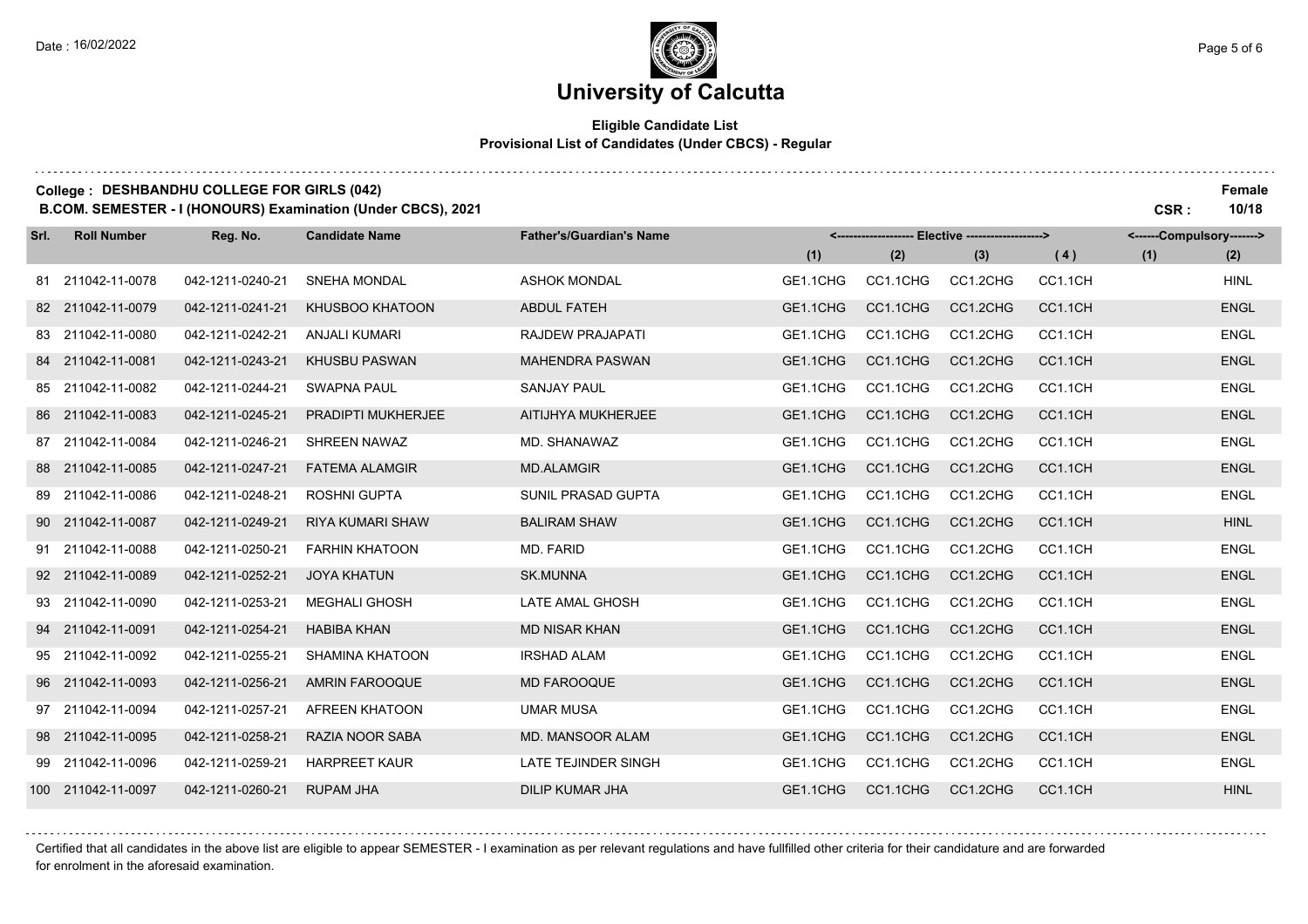# University of Calcutta

**Eligible Candidate List**
**Provisional List of Candidates (Under CBCS) - Regular**

**College : DESHBANDHU COLLEGE FOR GIRLS (042)** — **Female**

**B.COM. SEMESTER - I (HONOURS) Examination (Under CBCS), 2021** — **CSR : 10/18**

| Srl. | Roll Number | Reg. No. | Candidate Name | Father's/Guardian's Name | Elective (1) | Elective (2) | Elective (3) | Elective (4) | Compulsory (1) | Compulsory (2) |
|---|---|---|---|---|---|---|---|---|---|---|
| 81 | 211042-11-0078 | 042-1211-0240-21 | SNEHA MONDAL | ASHOK MONDAL | GE1.1CHG | CC1.1CHG | CC1.2CHG | CC1.1CH | | HINL |
| 82 | 211042-11-0079 | 042-1211-0241-21 | KHUSBOO KHATOON | ABDUL FATEH | GE1.1CHG | CC1.1CHG | CC1.2CHG | CC1.1CH | | ENGL |
| 83 | 211042-11-0080 | 042-1211-0242-21 | ANJALI KUMARI | RAJDEW PRAJAPATI | GE1.1CHG | CC1.1CHG | CC1.2CHG | CC1.1CH | | ENGL |
| 84 | 211042-11-0081 | 042-1211-0243-21 | KHUSBU PASWAN | MAHENDRA PASWAN | GE1.1CHG | CC1.1CHG | CC1.2CHG | CC1.1CH | | ENGL |
| 85 | 211042-11-0082 | 042-1211-0244-21 | SWAPNA PAUL | SANJAY PAUL | GE1.1CHG | CC1.1CHG | CC1.2CHG | CC1.1CH | | ENGL |
| 86 | 211042-11-0083 | 042-1211-0245-21 | PRADIPTI MUKHERJEE | AITIJHYA MUKHERJEE | GE1.1CHG | CC1.1CHG | CC1.2CHG | CC1.1CH | | ENGL |
| 87 | 211042-11-0084 | 042-1211-0246-21 | SHREEN NAWAZ | MD. SHANAWAZ | GE1.1CHG | CC1.1CHG | CC1.2CHG | CC1.1CH | | ENGL |
| 88 | 211042-11-0085 | 042-1211-0247-21 | FATEMA ALAMGIR | MD.ALAMGIR | GE1.1CHG | CC1.1CHG | CC1.2CHG | CC1.1CH | | ENGL |
| 89 | 211042-11-0086 | 042-1211-0248-21 | ROSHNI GUPTA | SUNIL PRASAD GUPTA | GE1.1CHG | CC1.1CHG | CC1.2CHG | CC1.1CH | | ENGL |
| 90 | 211042-11-0087 | 042-1211-0249-21 | RIYA KUMARI SHAW | BALIRAM SHAW | GE1.1CHG | CC1.1CHG | CC1.2CHG | CC1.1CH | | HINL |
| 91 | 211042-11-0088 | 042-1211-0250-21 | FARHIN KHATOON | MD. FARID | GE1.1CHG | CC1.1CHG | CC1.2CHG | CC1.1CH | | ENGL |
| 92 | 211042-11-0089 | 042-1211-0252-21 | JOYA KHATUN | SK.MUNNA | GE1.1CHG | CC1.1CHG | CC1.2CHG | CC1.1CH | | ENGL |
| 93 | 211042-11-0090 | 042-1211-0253-21 | MEGHALI GHOSH | LATE AMAL GHOSH | GE1.1CHG | CC1.1CHG | CC1.2CHG | CC1.1CH | | ENGL |
| 94 | 211042-11-0091 | 042-1211-0254-21 | HABIBA KHAN | MD NISAR KHAN | GE1.1CHG | CC1.1CHG | CC1.2CHG | CC1.1CH | | ENGL |
| 95 | 211042-11-0092 | 042-1211-0255-21 | SHAMINA KHATOON | IRSHAD ALAM | GE1.1CHG | CC1.1CHG | CC1.2CHG | CC1.1CH | | ENGL |
| 96 | 211042-11-0093 | 042-1211-0256-21 | AMRIN FAROOQUE | MD FAROOQUE | GE1.1CHG | CC1.1CHG | CC1.2CHG | CC1.1CH | | ENGL |
| 97 | 211042-11-0094 | 042-1211-0257-21 | AFREEN KHATOON | UMAR MUSA | GE1.1CHG | CC1.1CHG | CC1.2CHG | CC1.1CH | | ENGL |
| 98 | 211042-11-0095 | 042-1211-0258-21 | RAZIA NOOR SABA | MD. MANSOOR ALAM | GE1.1CHG | CC1.1CHG | CC1.2CHG | CC1.1CH | | ENGL |
| 99 | 211042-11-0096 | 042-1211-0259-21 | HARPREET KAUR | LATE TEJINDER SINGH | GE1.1CHG | CC1.1CHG | CC1.2CHG | CC1.1CH | | ENGL |
| 100 | 211042-11-0097 | 042-1211-0260-21 | RUPAM JHA | DILIP KUMAR JHA | GE1.1CHG | CC1.1CHG | CC1.2CHG | CC1.1CH | | HINL |

Certified that all candidates in the above list are eligible to appear SEMESTER - I examination as per relevant regulations and have fullfilled other criteria for their candidature and are forwarded for enrolment in the aforesaid examination.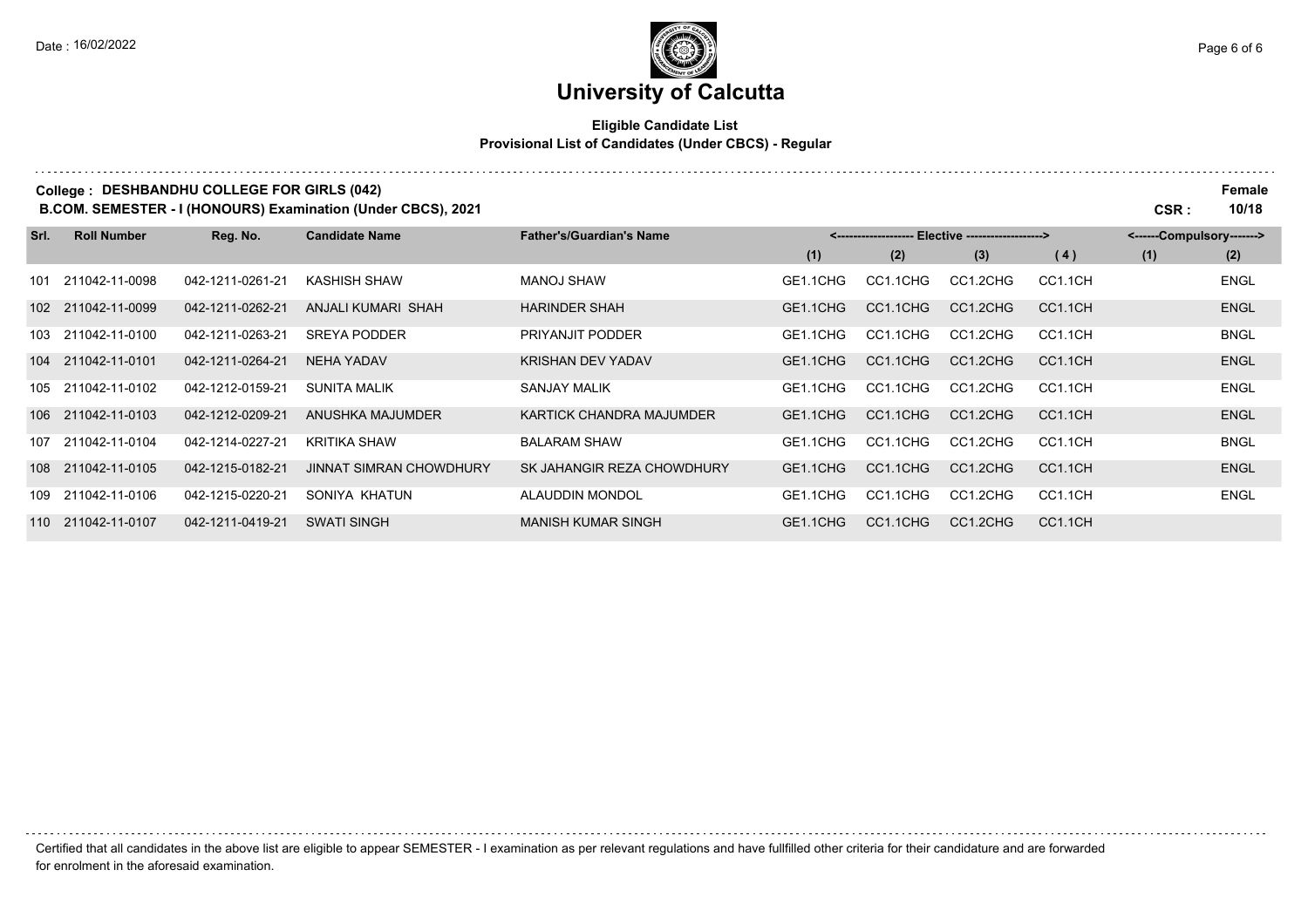# University of Calcutta

**Eligible Candidate List**
**Provisional List of Candidates (Under CBCS) - Regular**

**College : DESHBANDHU COLLEGE FOR GIRLS (042)** — **Female**
**B.COM. SEMESTER - I (HONOURS) Examination (Under CBCS), 2021** — **CSR : 10/18**

| Srl. | Roll Number | Reg. No. | Candidate Name | Father's/Guardian's Name | Elective (1) | Elective (2) | Elective (3) | Elective (4) | Compulsory (1) | Compulsory (2) |
|---|---|---|---|---|---|---|---|---|---|---|
| 101 | 211042-11-0098 | 042-1211-0261-21 | KASHISH SHAW | MANOJ SHAW | GE1.1CHG | CC1.1CHG | CC1.2CHG | CC1.1CH | | ENGL |
| 102 | 211042-11-0099 | 042-1211-0262-21 | ANJALI KUMARI SHAH | HARINDER SHAH | GE1.1CHG | CC1.1CHG | CC1.2CHG | CC1.1CH | | ENGL |
| 103 | 211042-11-0100 | 042-1211-0263-21 | SREYA PODDER | PRIYANJIT PODDER | GE1.1CHG | CC1.1CHG | CC1.2CHG | CC1.1CH | | BNGL |
| 104 | 211042-11-0101 | 042-1211-0264-21 | NEHA YADAV | KRISHAN DEV YADAV | GE1.1CHG | CC1.1CHG | CC1.2CHG | CC1.1CH | | ENGL |
| 105 | 211042-11-0102 | 042-1212-0159-21 | SUNITA MALIK | SANJAY MALIK | GE1.1CHG | CC1.1CHG | CC1.2CHG | CC1.1CH | | ENGL |
| 106 | 211042-11-0103 | 042-1212-0209-21 | ANUSHKA MAJUMDER | KARTICK CHANDRA MAJUMDER | GE1.1CHG | CC1.1CHG | CC1.2CHG | CC1.1CH | | ENGL |
| 107 | 211042-11-0104 | 042-1214-0227-21 | KRITIKA SHAW | BALARAM SHAW | GE1.1CHG | CC1.1CHG | CC1.2CHG | CC1.1CH | | BNGL |
| 108 | 211042-11-0105 | 042-1215-0182-21 | JINNAT SIMRAN CHOWDHURY | SK JAHANGIR REZA CHOWDHURY | GE1.1CHG | CC1.1CHG | CC1.2CHG | CC1.1CH | | ENGL |
| 109 | 211042-11-0106 | 042-1215-0220-21 | SONIYA KHATUN | ALAUDDIN MONDOL | GE1.1CHG | CC1.1CHG | CC1.2CHG | CC1.1CH | | ENGL |
| 110 | 211042-11-0107 | 042-1211-0419-21 | SWATI SINGH | MANISH KUMAR SINGH | GE1.1CHG | CC1.1CHG | CC1.2CHG | CC1.1CH | | |

Certified that all candidates in the above list are eligible to appear SEMESTER - I examination as per relevant regulations and have fullfilled other criteria for their candidature and are forwarded for enrolment in the aforesaid examination.